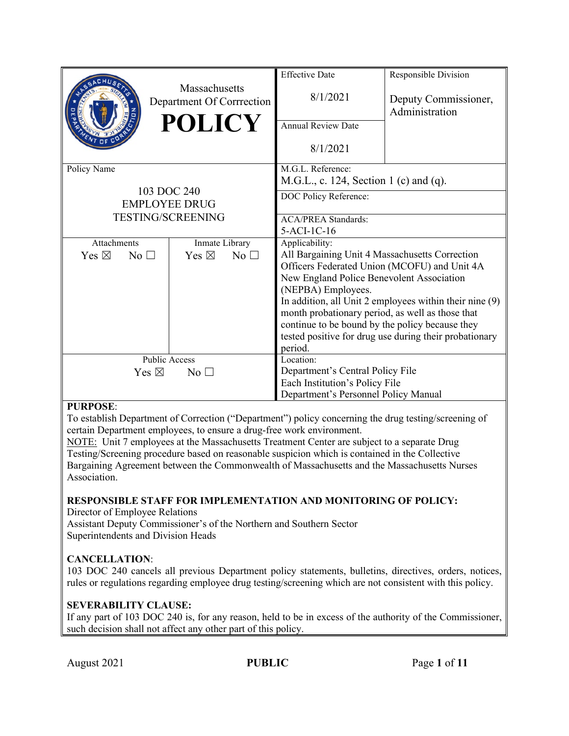| Massachusetts Department Of Corrrection **POLICY** | Effective Date 8/1/2021 | Responsible Division Deputy Commissioner, Administration |
|---|---|---|
| | Annual Review Date 8/1/2021 | |

| Policy Name | M.G.L. Reference: |
|---|---|
| 103 DOC 240 EMPLOYEE DRUG TESTING/SCREENING | M.G.L., c. 124, Section 1 (c) and (q). |
| | DOC Policy Reference: |
| | ACA/PREA Standards: 5-ACI-1C-16 |

| Attachments | Inmate Library | Applicability: |
|---|---|---|
| Yes ☒ No ☐ | Yes ☒ No ☐ | All Bargaining Unit 4 Massachusetts Correction Officers Federated Union (MCOFU) and Unit 4A New England Police Benevolent Association (NEPBA) Employees. In addition, all Unit 2 employees within their nine (9) month probationary period, as well as those that continue to be bound by the policy because they tested positive for drug use during their probationary period. |
| Public Access Yes ☒ No ☐ | | Location: Department's Central Policy File Each Institution's Policy File Department's Personnel Policy Manual |

**PURPOSE**:
To establish Department of Correction ("Department") policy concerning the drug testing/screening of certain Department employees, to ensure a drug-free work environment.
NOTE: Unit 7 employees at the Massachusetts Treatment Center are subject to a separate Drug Testing/Screening procedure based on reasonable suspicion which is contained in the Collective Bargaining Agreement between the Commonwealth of Massachusetts and the Massachusetts Nurses Association.

**RESPONSIBLE STAFF FOR IMPLEMENTATION AND MONITORING OF POLICY:**
Director of Employee Relations
Assistant Deputy Commissioner's of the Northern and Southern Sector
Superintendents and Division Heads

**CANCELLATION**:
103 DOC 240 cancels all previous Department policy statements, bulletins, directives, orders, notices, rules or regulations regarding employee drug testing/screening which are not consistent with this policy.

**SEVERABILITY CLAUSE:**
If any part of 103 DOC 240 is, for any reason, held to be in excess of the authority of the Commissioner, such decision shall not affect any other part of this policy.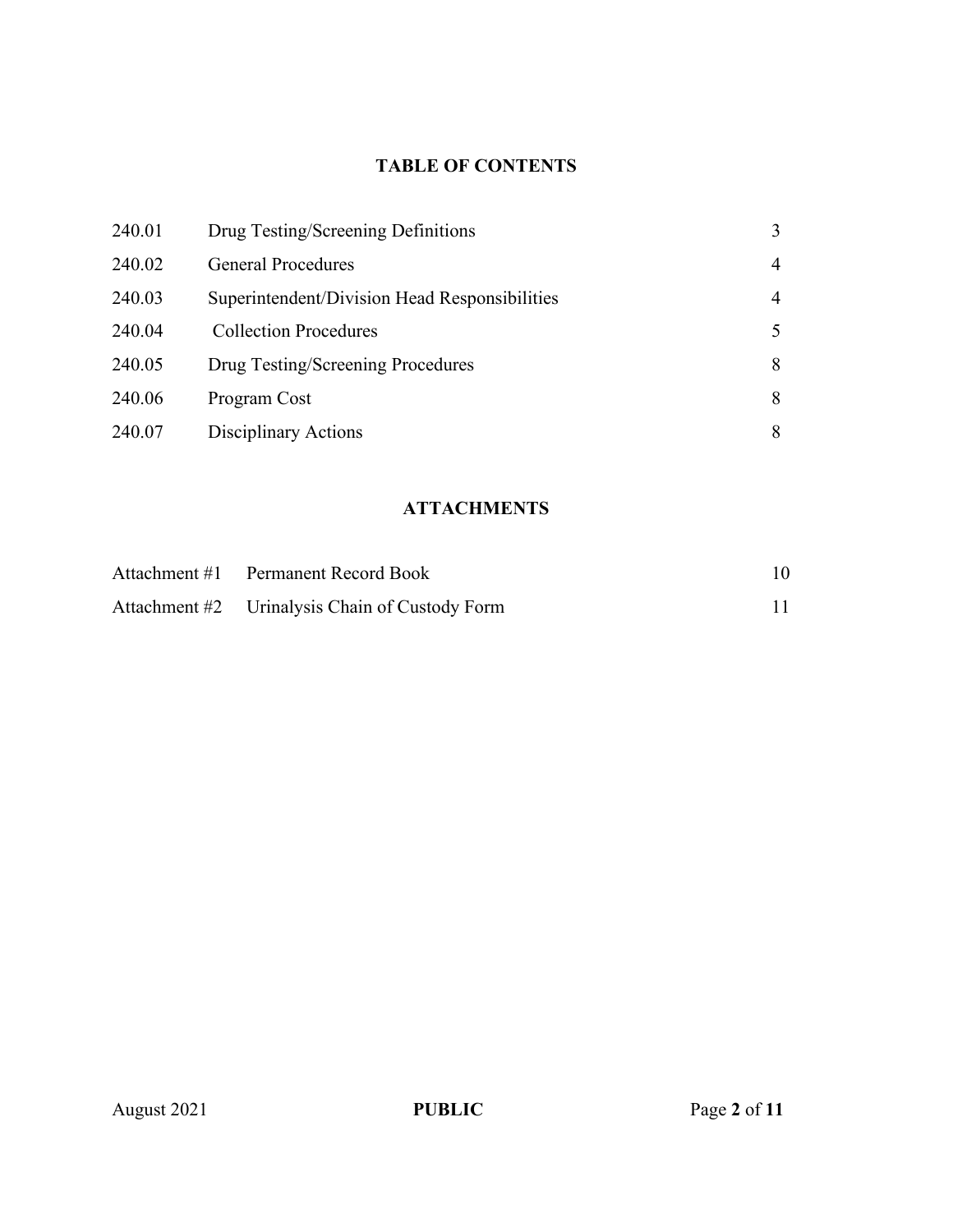## TABLE OF CONTENTS

| | | |
|---|---|---|
| 240.01 | Drug Testing/Screening Definitions | 3 |
| 240.02 | General Procedures | 4 |
| 240.03 | Superintendent/Division Head Responsibilities | 4 |
| 240.04 | Collection Procedures | 5 |
| 240.05 | Drug Testing/Screening Procedures | 8 |
| 240.06 | Program Cost | 8 |
| 240.07 | Disciplinary Actions | 8 |

## ATTACHMENTS

| | | |
|---|---|---|
| Attachment #1 | Permanent Record Book | 10 |
| Attachment #2 | Urinalysis Chain of Custody Form | 11 |

August 2021 **PUBLIC**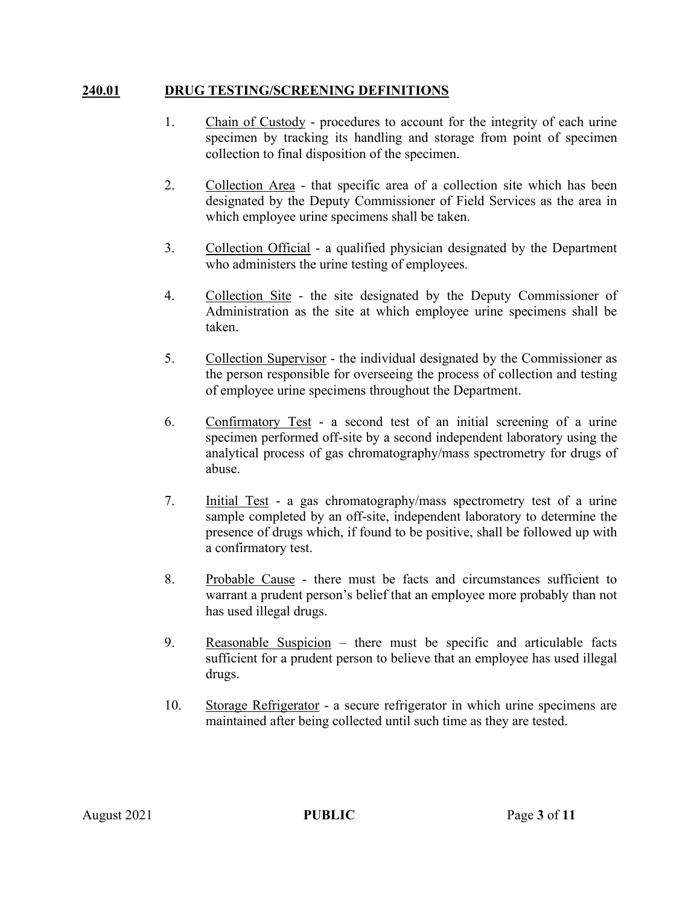## 240.01 DRUG TESTING/SCREENING DEFINITIONS

1. Chain of Custody - procedures to account for the integrity of each urine specimen by tracking its handling and storage from point of specimen collection to final disposition of the specimen.

2. Collection Area - that specific area of a collection site which has been designated by the Deputy Commissioner of Field Services as the area in which employee urine specimens shall be taken.

3. Collection Official - a qualified physician designated by the Department who administers the urine testing of employees.

4. Collection Site - the site designated by the Deputy Commissioner of Administration as the site at which employee urine specimens shall be taken.

5. Collection Supervisor - the individual designated by the Commissioner as the person responsible for overseeing the process of collection and testing of employee urine specimens throughout the Department.

6. Confirmatory Test - a second test of an initial screening of a urine specimen performed off-site by a second independent laboratory using the analytical process of gas chromatography/mass spectrometry for drugs of abuse.

7. Initial Test - a gas chromatography/mass spectrometry test of a urine sample completed by an off-site, independent laboratory to determine the presence of drugs which, if found to be positive, shall be followed up with a confirmatory test.

8. Probable Cause - there must be facts and circumstances sufficient to warrant a prudent person's belief that an employee more probably than not has used illegal drugs.

9. Reasonable Suspicion – there must be specific and articulable facts sufficient for a prudent person to believe that an employee has used illegal drugs.

10. Storage Refrigerator - a secure refrigerator in which urine specimens are maintained after being collected until such time as they are tested.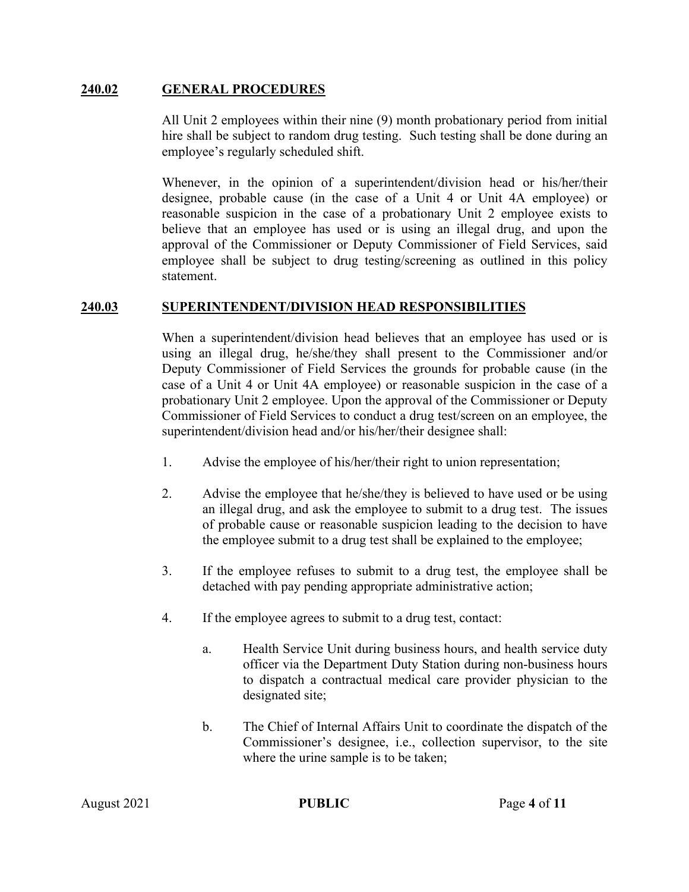## 240.02 GENERAL PROCEDURES

All Unit 2 employees within their nine (9) month probationary period from initial hire shall be subject to random drug testing. Such testing shall be done during an employee's regularly scheduled shift.

Whenever, in the opinion of a superintendent/division head or his/her/their designee, probable cause (in the case of a Unit 4 or Unit 4A employee) or reasonable suspicion in the case of a probationary Unit 2 employee exists to believe that an employee has used or is using an illegal drug, and upon the approval of the Commissioner or Deputy Commissioner of Field Services, said employee shall be subject to drug testing/screening as outlined in this policy statement.

## 240.03 SUPERINTENDENT/DIVISION HEAD RESPONSIBILITIES

When a superintendent/division head believes that an employee has used or is using an illegal drug, he/she/they shall present to the Commissioner and/or Deputy Commissioner of Field Services the grounds for probable cause (in the case of a Unit 4 or Unit 4A employee) or reasonable suspicion in the case of a probationary Unit 2 employee. Upon the approval of the Commissioner or Deputy Commissioner of Field Services to conduct a drug test/screen on an employee, the superintendent/division head and/or his/her/their designee shall:

1. Advise the employee of his/her/their right to union representation;

2. Advise the employee that he/she/they is believed to have used or be using an illegal drug, and ask the employee to submit to a drug test. The issues of probable cause or reasonable suspicion leading to the decision to have the employee submit to a drug test shall be explained to the employee;

3. If the employee refuses to submit to a drug test, the employee shall be detached with pay pending appropriate administrative action;

4. If the employee agrees to submit to a drug test, contact:

   a. Health Service Unit during business hours, and health service duty officer via the Department Duty Station during non-business hours to dispatch a contractual medical care provider physician to the designated site;

   b. The Chief of Internal Affairs Unit to coordinate the dispatch of the Commissioner's designee, i.e., collection supervisor, to the site where the urine sample is to be taken;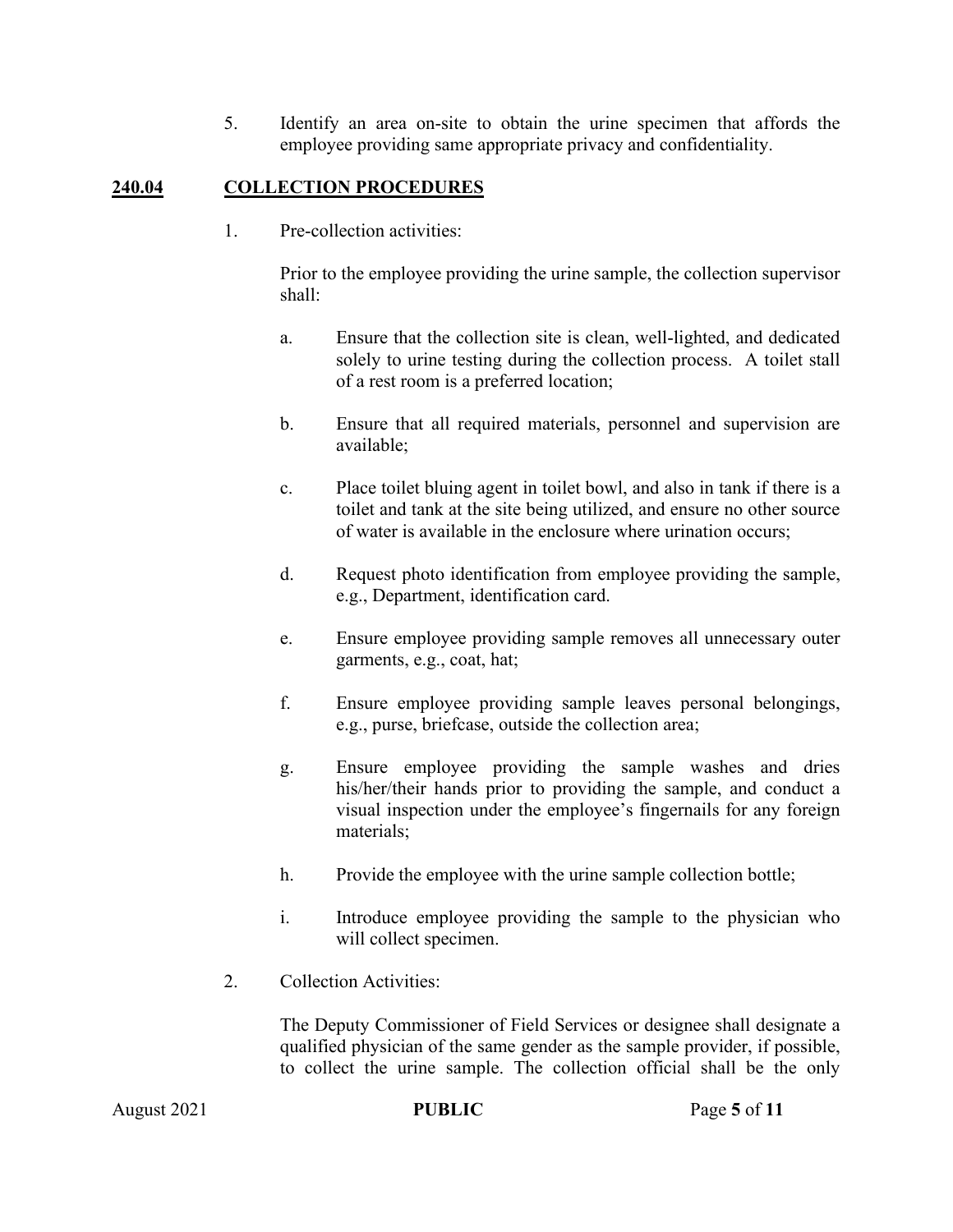5. Identify an area on-site to obtain the urine specimen that affords the employee providing same appropriate privacy and confidentiality.

## 240.04 COLLECTION PROCEDURES

1. Pre-collection activities:

   Prior to the employee providing the urine sample, the collection supervisor shall:

   a. Ensure that the collection site is clean, well-lighted, and dedicated solely to urine testing during the collection process. A toilet stall of a rest room is a preferred location;

   b. Ensure that all required materials, personnel and supervision are available;

   c. Place toilet bluing agent in toilet bowl, and also in tank if there is a toilet and tank at the site being utilized, and ensure no other source of water is available in the enclosure where urination occurs;

   d. Request photo identification from employee providing the sample, e.g., Department, identification card.

   e. Ensure employee providing sample removes all unnecessary outer garments, e.g., coat, hat;

   f. Ensure employee providing sample leaves personal belongings, e.g., purse, briefcase, outside the collection area;

   g. Ensure employee providing the sample washes and dries his/her/their hands prior to providing the sample, and conduct a visual inspection under the employee's fingernails for any foreign materials;

   h. Provide the employee with the urine sample collection bottle;

   i. Introduce employee providing the sample to the physician who will collect specimen.

2. Collection Activities:

   The Deputy Commissioner of Field Services or designee shall designate a qualified physician of the same gender as the sample provider, if possible, to collect the urine sample. The collection official shall be the only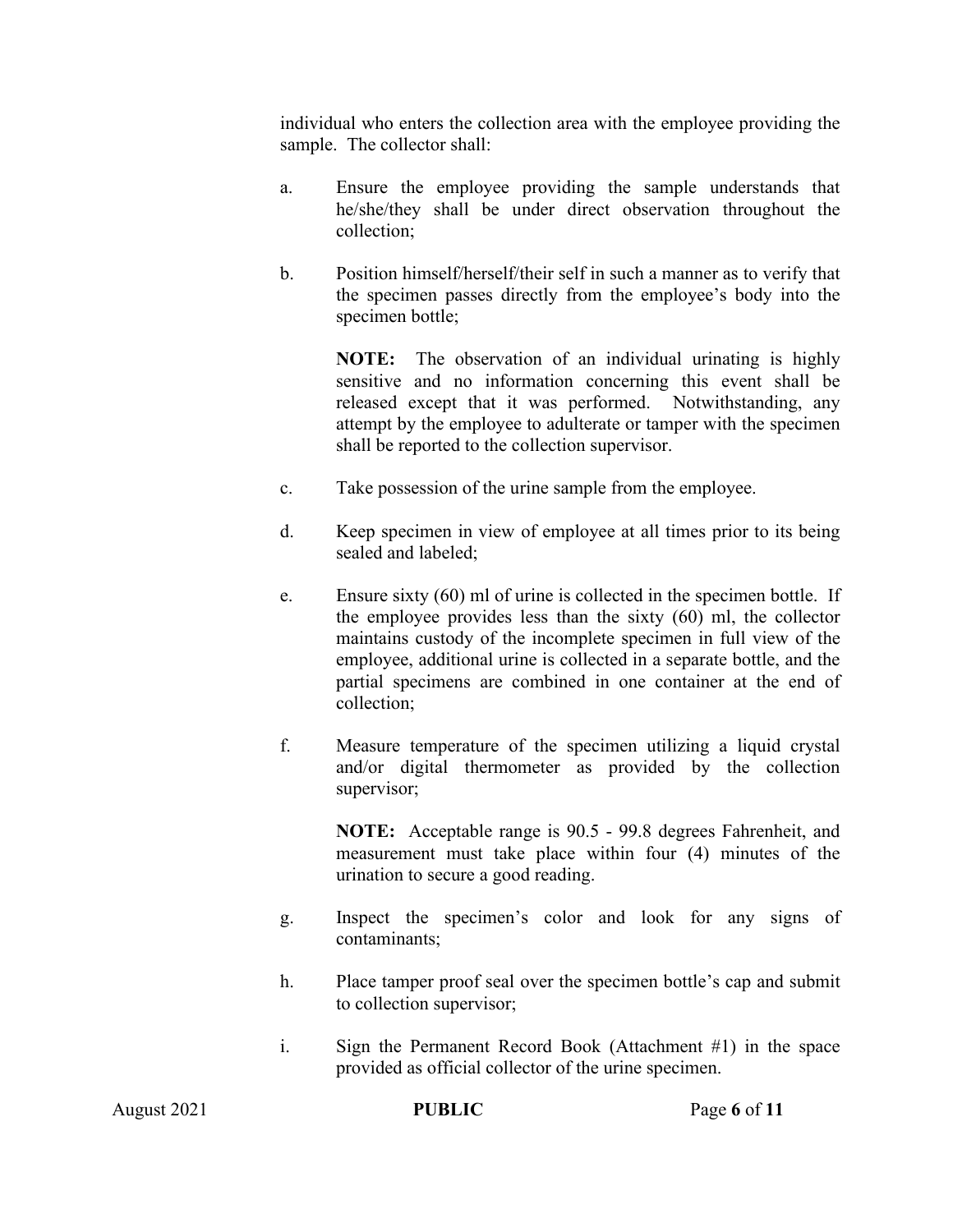individual who enters the collection area with the employee providing the sample. The collector shall:

a. Ensure the employee providing the sample understands that he/she/they shall be under direct observation throughout the collection;

b. Position himself/herself/their self in such a manner as to verify that the specimen passes directly from the employee's body into the specimen bottle;

   **NOTE:** The observation of an individual urinating is highly sensitive and no information concerning this event shall be released except that it was performed. Notwithstanding, any attempt by the employee to adulterate or tamper with the specimen shall be reported to the collection supervisor.

c. Take possession of the urine sample from the employee.

d. Keep specimen in view of employee at all times prior to its being sealed and labeled;

e. Ensure sixty (60) ml of urine is collected in the specimen bottle. If the employee provides less than the sixty (60) ml, the collector maintains custody of the incomplete specimen in full view of the employee, additional urine is collected in a separate bottle, and the partial specimens are combined in one container at the end of collection;

f. Measure temperature of the specimen utilizing a liquid crystal and/or digital thermometer as provided by the collection supervisor;

   **NOTE:** Acceptable range is 90.5 - 99.8 degrees Fahrenheit, and measurement must take place within four (4) minutes of the urination to secure a good reading.

g. Inspect the specimen's color and look for any signs of contaminants;

h. Place tamper proof seal over the specimen bottle's cap and submit to collection supervisor;

i. Sign the Permanent Record Book (Attachment #1) in the space provided as official collector of the urine specimen.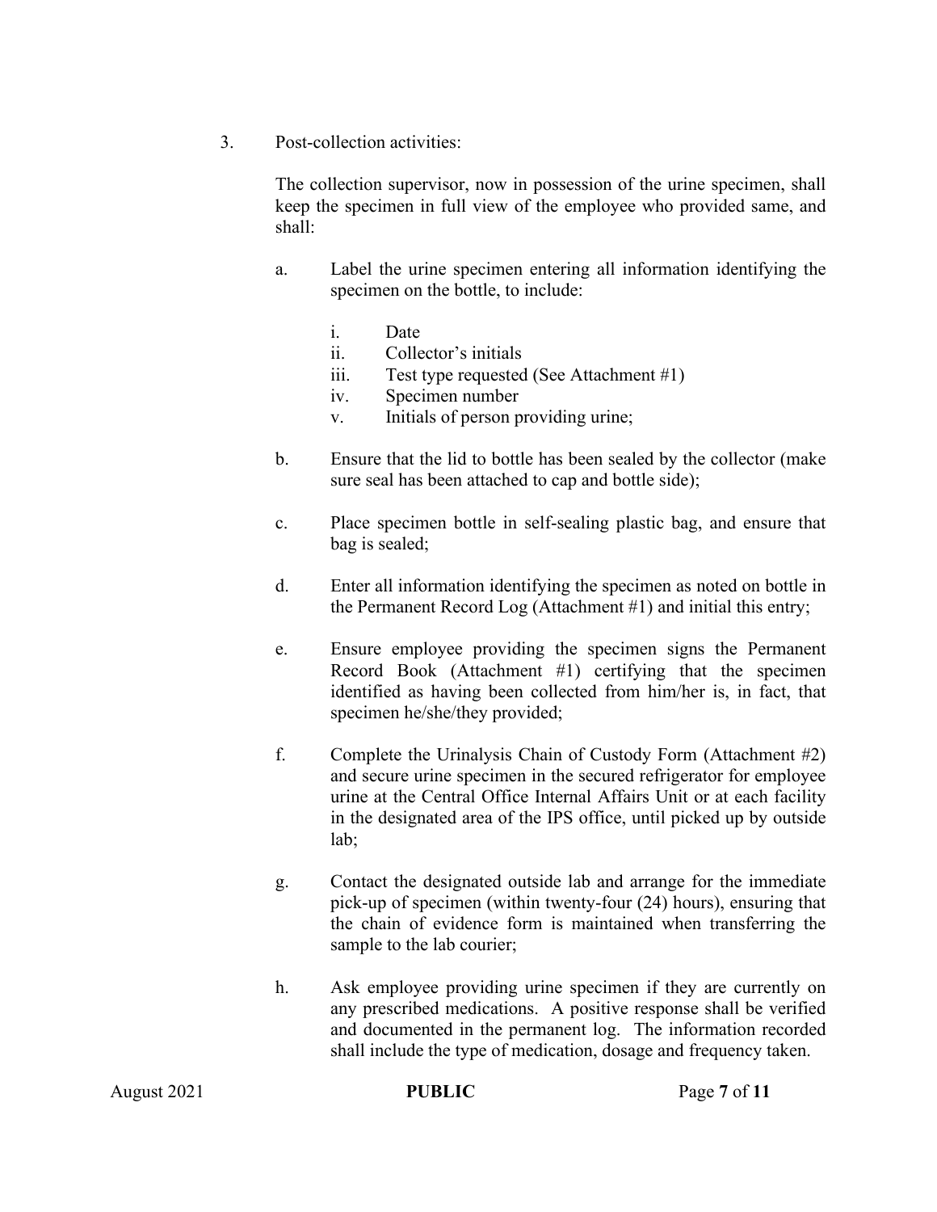3. Post-collection activities:

   The collection supervisor, now in possession of the urine specimen, shall keep the specimen in full view of the employee who provided same, and shall:

   a. Label the urine specimen entering all information identifying the specimen on the bottle, to include:

      i. Date
      ii. Collector's initials
      iii. Test type requested (See Attachment #1)
      iv. Specimen number
      v. Initials of person providing urine;

   b. Ensure that the lid to bottle has been sealed by the collector (make sure seal has been attached to cap and bottle side);

   c. Place specimen bottle in self-sealing plastic bag, and ensure that bag is sealed;

   d. Enter all information identifying the specimen as noted on bottle in the Permanent Record Log (Attachment #1) and initial this entry;

   e. Ensure employee providing the specimen signs the Permanent Record Book (Attachment #1) certifying that the specimen identified as having been collected from him/her is, in fact, that specimen he/she/they provided;

   f. Complete the Urinalysis Chain of Custody Form (Attachment #2) and secure urine specimen in the secured refrigerator for employee urine at the Central Office Internal Affairs Unit or at each facility in the designated area of the IPS office, until picked up by outside lab;

   g. Contact the designated outside lab and arrange for the immediate pick-up of specimen (within twenty-four (24) hours), ensuring that the chain of evidence form is maintained when transferring the sample to the lab courier;

   h. Ask employee providing urine specimen if they are currently on any prescribed medications. A positive response shall be verified and documented in the permanent log. The information recorded shall include the type of medication, dosage and frequency taken.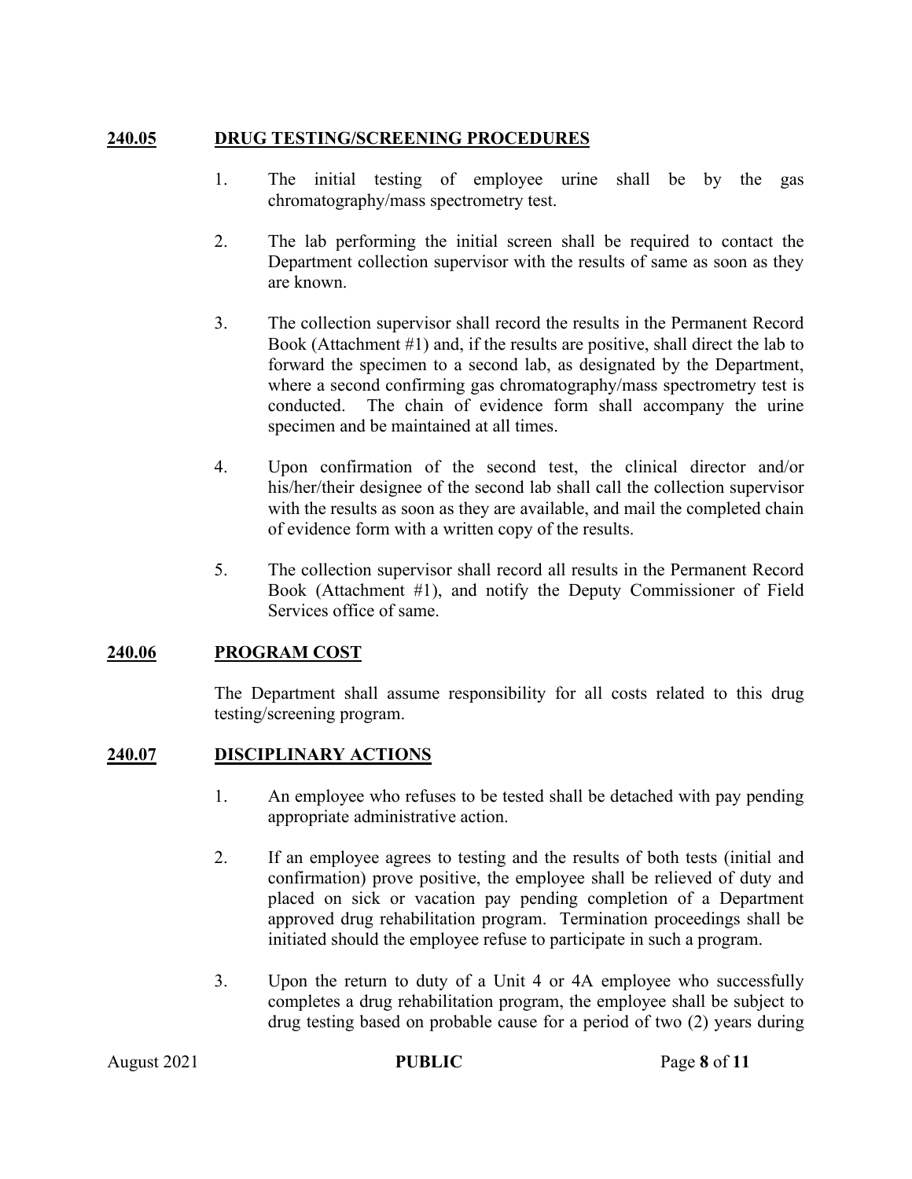## 240.05 DRUG TESTING/SCREENING PROCEDURES

1. The initial testing of employee urine shall be by the gas chromatography/mass spectrometry test.

2. The lab performing the initial screen shall be required to contact the Department collection supervisor with the results of same as soon as they are known.

3. The collection supervisor shall record the results in the Permanent Record Book (Attachment #1) and, if the results are positive, shall direct the lab to forward the specimen to a second lab, as designated by the Department, where a second confirming gas chromatography/mass spectrometry test is conducted. The chain of evidence form shall accompany the urine specimen and be maintained at all times.

4. Upon confirmation of the second test, the clinical director and/or his/her/their designee of the second lab shall call the collection supervisor with the results as soon as they are available, and mail the completed chain of evidence form with a written copy of the results.

5. The collection supervisor shall record all results in the Permanent Record Book (Attachment #1), and notify the Deputy Commissioner of Field Services office of same.

## 240.06 PROGRAM COST

The Department shall assume responsibility for all costs related to this drug testing/screening program.

## 240.07 DISCIPLINARY ACTIONS

1. An employee who refuses to be tested shall be detached with pay pending appropriate administrative action.

2. If an employee agrees to testing and the results of both tests (initial and confirmation) prove positive, the employee shall be relieved of duty and placed on sick or vacation pay pending completion of a Department approved drug rehabilitation program. Termination proceedings shall be initiated should the employee refuse to participate in such a program.

3. Upon the return to duty of a Unit 4 or 4A employee who successfully completes a drug rehabilitation program, the employee shall be subject to drug testing based on probable cause for a period of two (2) years during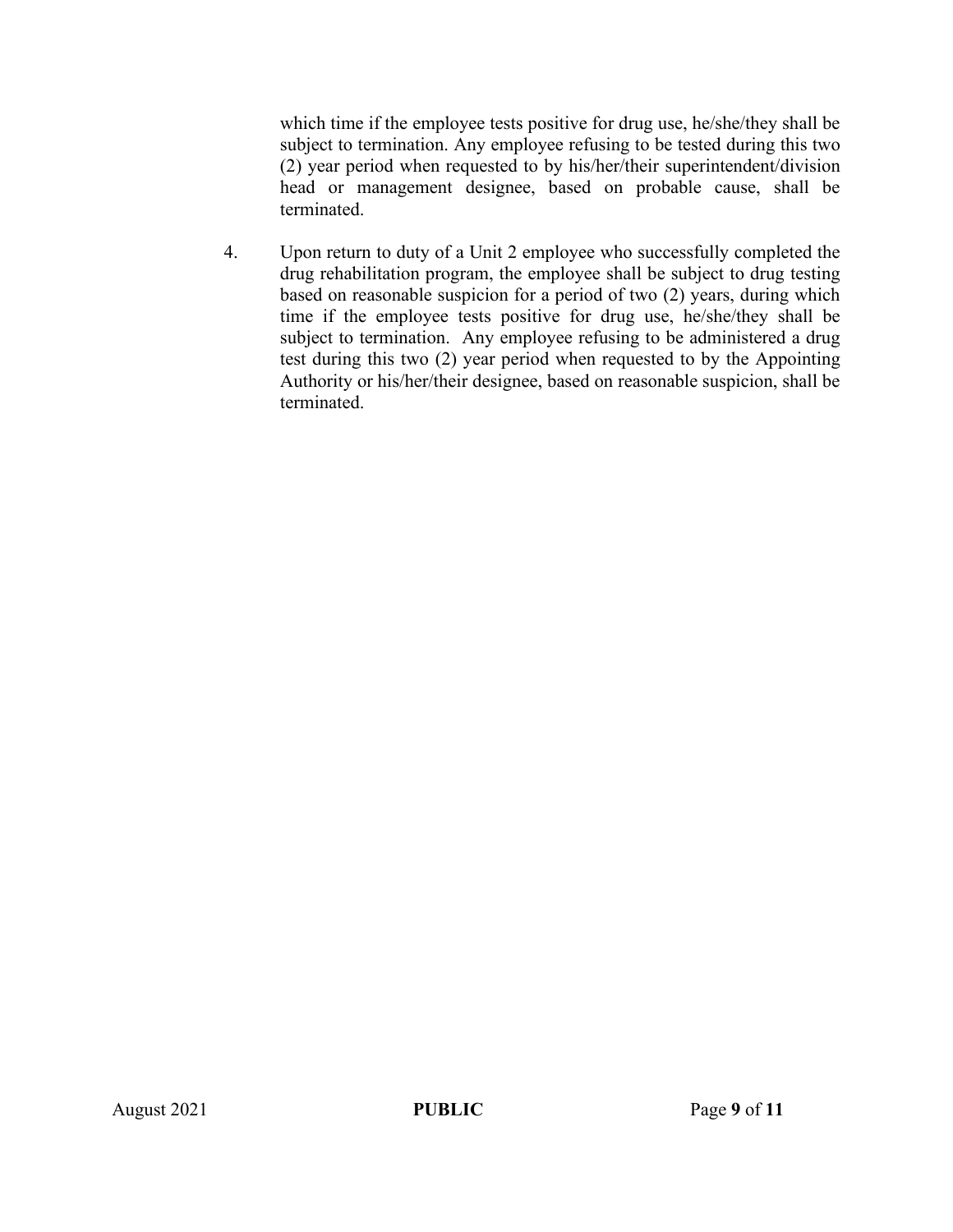which time if the employee tests positive for drug use, he/she/they shall be subject to termination. Any employee refusing to be tested during this two (2) year period when requested to by his/her/their superintendent/division head or management designee, based on probable cause, shall be terminated.

4. Upon return to duty of a Unit 2 employee who successfully completed the drug rehabilitation program, the employee shall be subject to drug testing based on reasonable suspicion for a period of two (2) years, during which time if the employee tests positive for drug use, he/she/they shall be subject to termination. Any employee refusing to be administered a drug test during this two (2) year period when requested to by the Appointing Authority or his/her/their designee, based on reasonable suspicion, shall be terminated.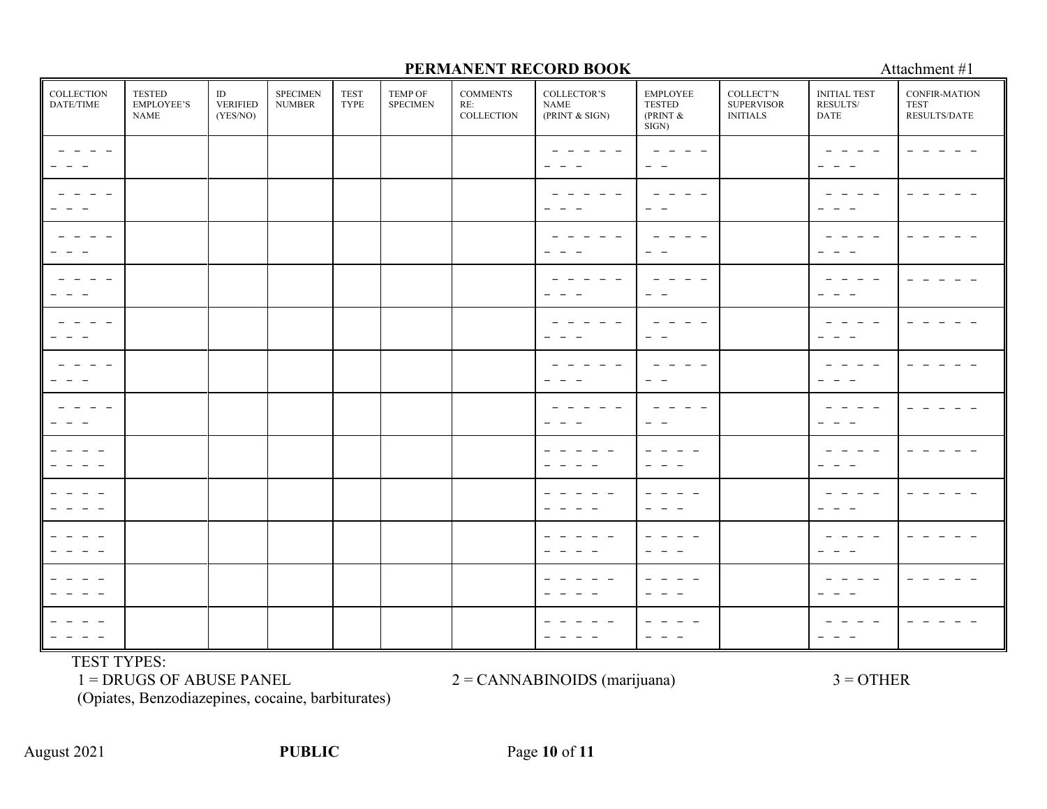## PERMANENT RECORD BOOK

Attachment #1

| COLLECTION DATE/TIME | TESTED EMPLOYEE'S NAME | ID VERIFIED (YES/NO) | SPECIMEN NUMBER | TEST TYPE | TEMP OF SPECIMEN | COMMENTS RE: COLLECTION | COLLECTOR'S NAME (PRINT & SIGN) | EMPLOYEE TESTED (PRINT & SIGN) | COLLECT'N SUPERVISOR INITIALS | INITIAL TEST RESULTS/ DATE | CONFIR-MATION TEST RESULTS/DATE |
|---|---|---|---|---|---|---|---|---|---|---|---|
| | | | | | | | | | | | |
| | | | | | | | | | | | |
| | | | | | | | | | | | |
| | | | | | | | | | | | |
| | | | | | | | | | | | |
| | | | | | | | | | | | |
| | | | | | | | | | | | |
| | | | | | | | | | | | |
| | | | | | | | | | | | |
| | | | | | | | | | | | |
| | | | | | | | | | | | |
| | | | | | | | | | | | |

TEST TYPES:

1 = DRUGS OF ABUSE PANEL (Opiates, Benzodiazepines, cocaine, barbiturates)

2 = CANNABINOIDS (marijuana)

3 = OTHER

August 2021 **PUBLIC**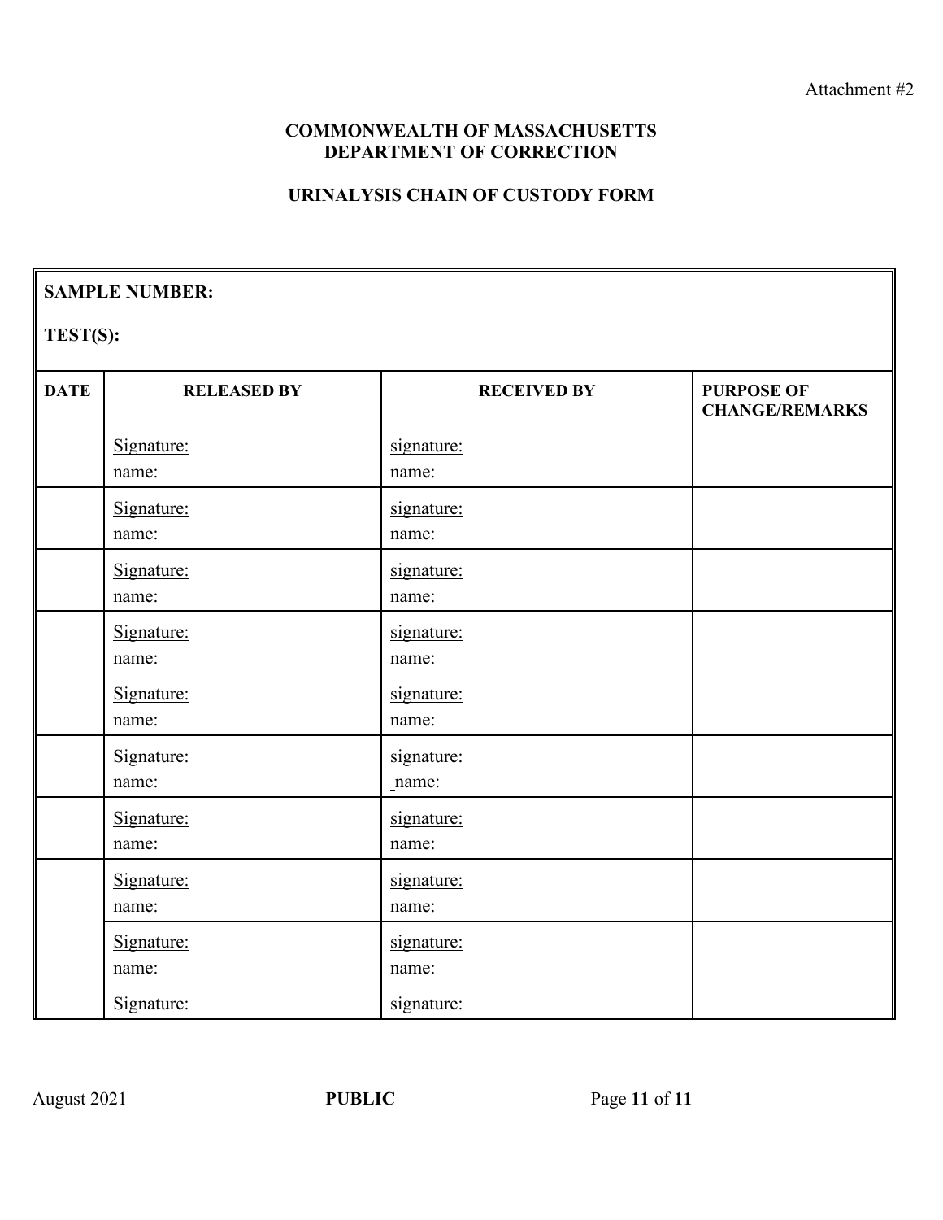Attachment #2

**COMMONWEALTH OF MASSACHUSETTS**
**DEPARTMENT OF CORRECTION**

**URINALYSIS CHAIN OF CUSTODY FORM**

**SAMPLE NUMBER:**

**TEST(S):**

| DATE | RELEASED BY | RECEIVED BY | PURPOSE OF CHANGE/REMARKS |
|---|---|---|---|
| | Signature:<br>name: | signature:<br>name: | |
| | Signature:<br>name: | signature:<br>name: | |
| | Signature:<br>name: | signature:<br>name: | |
| | Signature:<br>name: | signature:<br>name: | |
| | Signature:<br>name: | signature:<br>name: | |
| | Signature:<br>name: | signature:<br>name: | |
| | Signature:<br>name: | signature:<br>name: | |
| | Signature:<br>name: | signature:<br>name: | |
| | Signature:<br>name: | signature:<br>name: | |
| | Signature: | signature: | |

August 2021 **PUBLIC**